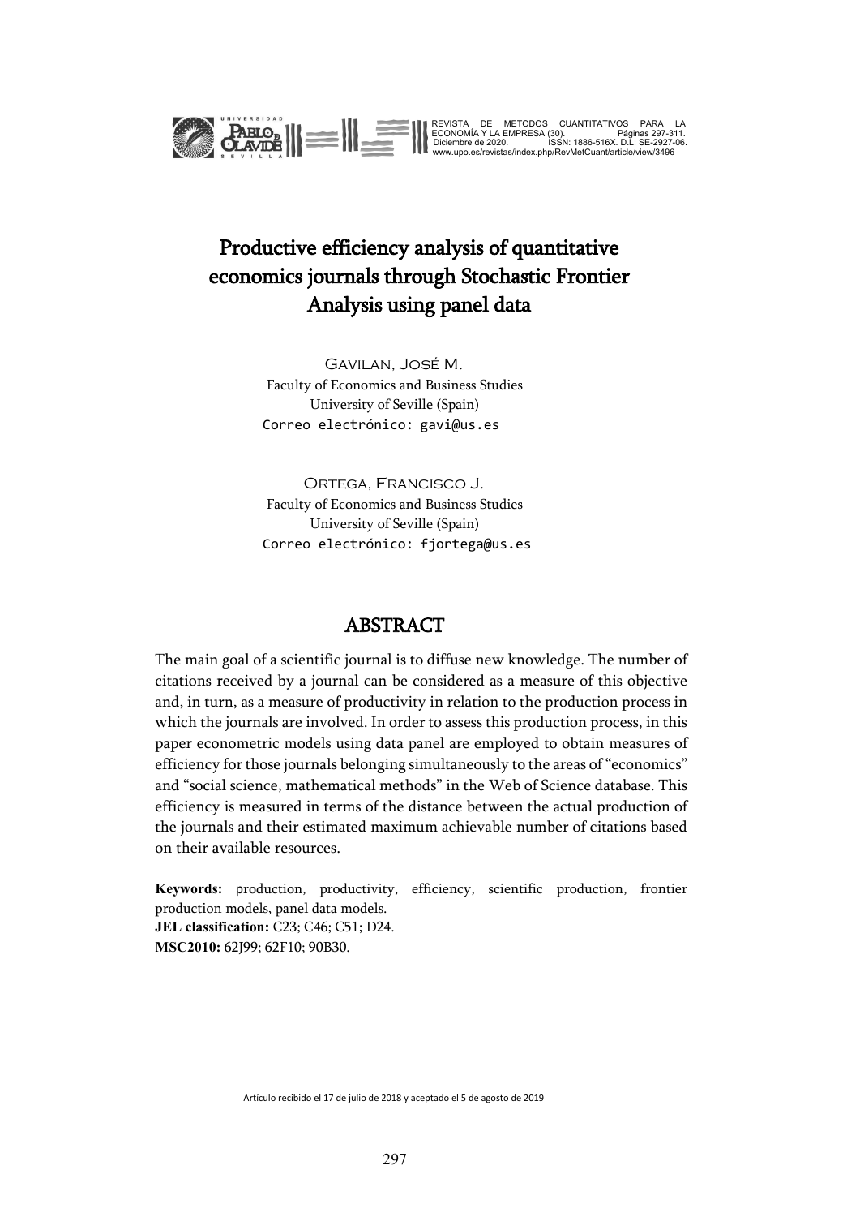# Productive efficiency analysis of quantitative economics journals through Stochastic Frontier Analysis using panel data

Gavilan, José M.
Faculty of Economics and Business Studies
University of Seville (Spain)
Correo electrónico: gavi@us.es

Ortega, Francisco J.
Faculty of Economics and Business Studies
University of Seville (Spain)
Correo electrónico: fjortega@us.es

## ABSTRACT

The main goal of a scientific journal is to diffuse new knowledge. The number of citations received by a journal can be considered as a measure of this objective and, in turn, as a measure of productivity in relation to the production process in which the journals are involved. In order to assess this production process, in this paper econometric models using data panel are employed to obtain measures of efficiency for those journals belonging simultaneously to the areas of "economics" and "social science, mathematical methods" in the Web of Science database. This efficiency is measured in terms of the distance between the actual production of the journals and their estimated maximum achievable number of citations based on their available resources.

**Keywords:** production, productivity, efficiency, scientific production, frontier production models, panel data models.
**JEL classification:** C23; C46; C51; D24.
**MSC2010:** 62J99; 62F10; 90B30.

Artículo recibido el 17 de julio de 2018 y aceptado el 5 de agosto de 2019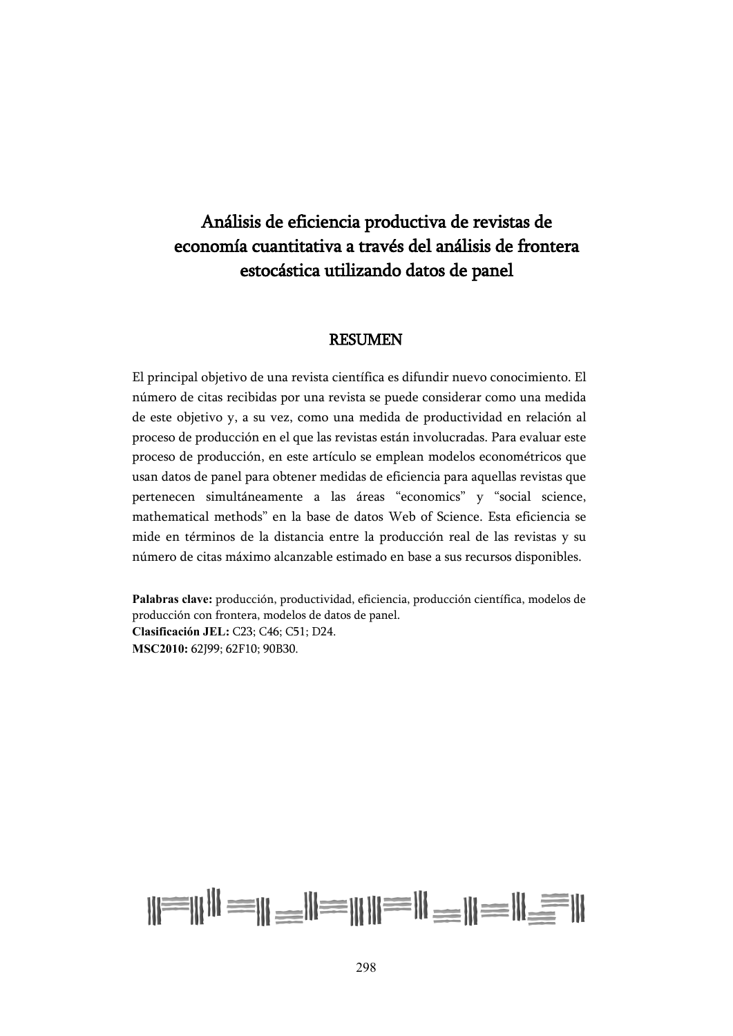# Análisis de eficiencia productiva de revistas de economía cuantitativa a través del análisis de frontera estocástica utilizando datos de panel

## RESUMEN

El principal objetivo de una revista científica es difundir nuevo conocimiento. El número de citas recibidas por una revista se puede considerar como una medida de este objetivo y, a su vez, como una medida de productividad en relación al proceso de producción en el que las revistas están involucradas. Para evaluar este proceso de producción, en este artículo se emplean modelos econométricos que usan datos de panel para obtener medidas de eficiencia para aquellas revistas que pertenecen simultáneamente a las áreas "economics" y "social science, mathematical methods" en la base de datos Web of Science. Esta eficiencia se mide en términos de la distancia entre la producción real de las revistas y su número de citas máximo alcanzable estimado en base a sus recursos disponibles.

**Palabras clave:** producción, productividad, eficiencia, producción científica, modelos de producción con frontera, modelos de datos de panel.
**Clasificación JEL:** C23; C46; C51; D24.
**MSC2010:** 62J99; 62F10; 90B30.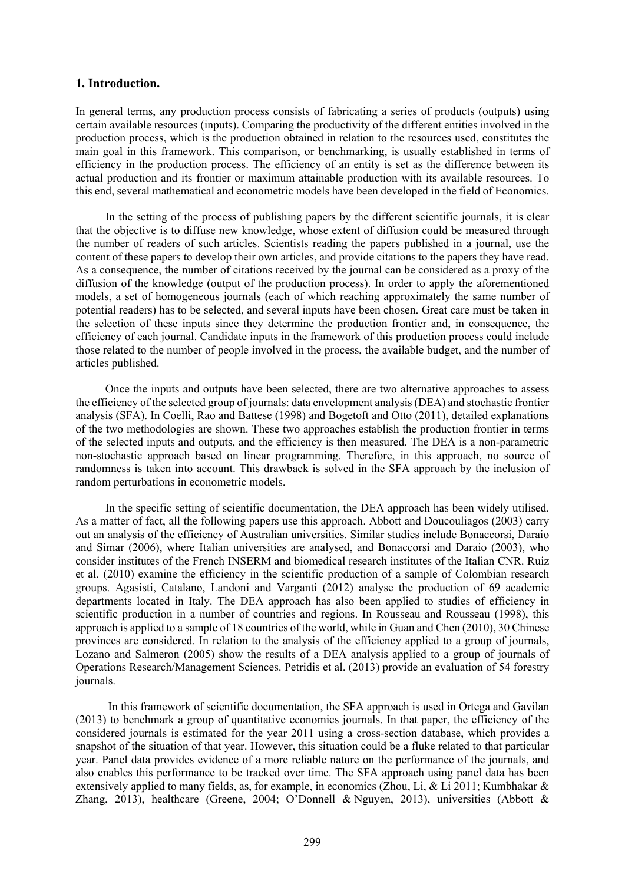## 1. Introduction.

In general terms, any production process consists of fabricating a series of products (outputs) using certain available resources (inputs). Comparing the productivity of the different entities involved in the production process, which is the production obtained in relation to the resources used, constitutes the main goal in this framework. This comparison, or benchmarking, is usually established in terms of efficiency in the production process. The efficiency of an entity is set as the difference between its actual production and its frontier or maximum attainable production with its available resources. To this end, several mathematical and econometric models have been developed in the field of Economics.

In the setting of the process of publishing papers by the different scientific journals, it is clear that the objective is to diffuse new knowledge, whose extent of diffusion could be measured through the number of readers of such articles. Scientists reading the papers published in a journal, use the content of these papers to develop their own articles, and provide citations to the papers they have read. As a consequence, the number of citations received by the journal can be considered as a proxy of the diffusion of the knowledge (output of the production process). In order to apply the aforementioned models, a set of homogeneous journals (each of which reaching approximately the same number of potential readers) has to be selected, and several inputs have been chosen. Great care must be taken in the selection of these inputs since they determine the production frontier and, in consequence, the efficiency of each journal. Candidate inputs in the framework of this production process could include those related to the number of people involved in the process, the available budget, and the number of articles published.

Once the inputs and outputs have been selected, there are two alternative approaches to assess the efficiency of the selected group of journals: data envelopment analysis (DEA) and stochastic frontier analysis (SFA). In Coelli, Rao and Battese (1998) and Bogetoft and Otto (2011), detailed explanations of the two methodologies are shown. These two approaches establish the production frontier in terms of the selected inputs and outputs, and the efficiency is then measured. The DEA is a non-parametric non-stochastic approach based on linear programming. Therefore, in this approach, no source of randomness is taken into account. This drawback is solved in the SFA approach by the inclusion of random perturbations in econometric models.

In the specific setting of scientific documentation, the DEA approach has been widely utilised. As a matter of fact, all the following papers use this approach. Abbott and Doucouliagos (2003) carry out an analysis of the efficiency of Australian universities. Similar studies include Bonaccorsi, Daraio and Simar (2006), where Italian universities are analysed, and Bonaccorsi and Daraio (2003), who consider institutes of the French INSERM and biomedical research institutes of the Italian CNR. Ruiz et al. (2010) examine the efficiency in the scientific production of a sample of Colombian research groups. Agasisti, Catalano, Landoni and Varganti (2012) analyse the production of 69 academic departments located in Italy. The DEA approach has also been applied to studies of efficiency in scientific production in a number of countries and regions. In Rousseau and Rousseau (1998), this approach is applied to a sample of 18 countries of the world, while in Guan and Chen (2010), 30 Chinese provinces are considered. In relation to the analysis of the efficiency applied to a group of journals, Lozano and Salmeron (2005) show the results of a DEA analysis applied to a group of journals of Operations Research/Management Sciences. Petridis et al. (2013) provide an evaluation of 54 forestry journals.

In this framework of scientific documentation, the SFA approach is used in Ortega and Gavilan (2013) to benchmark a group of quantitative economics journals. In that paper, the efficiency of the considered journals is estimated for the year 2011 using a cross-section database, which provides a snapshot of the situation of that year. However, this situation could be a fluke related to that particular year. Panel data provides evidence of a more reliable nature on the performance of the journals, and also enables this performance to be tracked over time. The SFA approach using panel data has been extensively applied to many fields, as, for example, in economics (Zhou, Li, & Li 2011; Kumbhakar & Zhang, 2013), healthcare (Greene, 2004; O'Donnell & Nguyen, 2013), universities (Abbott &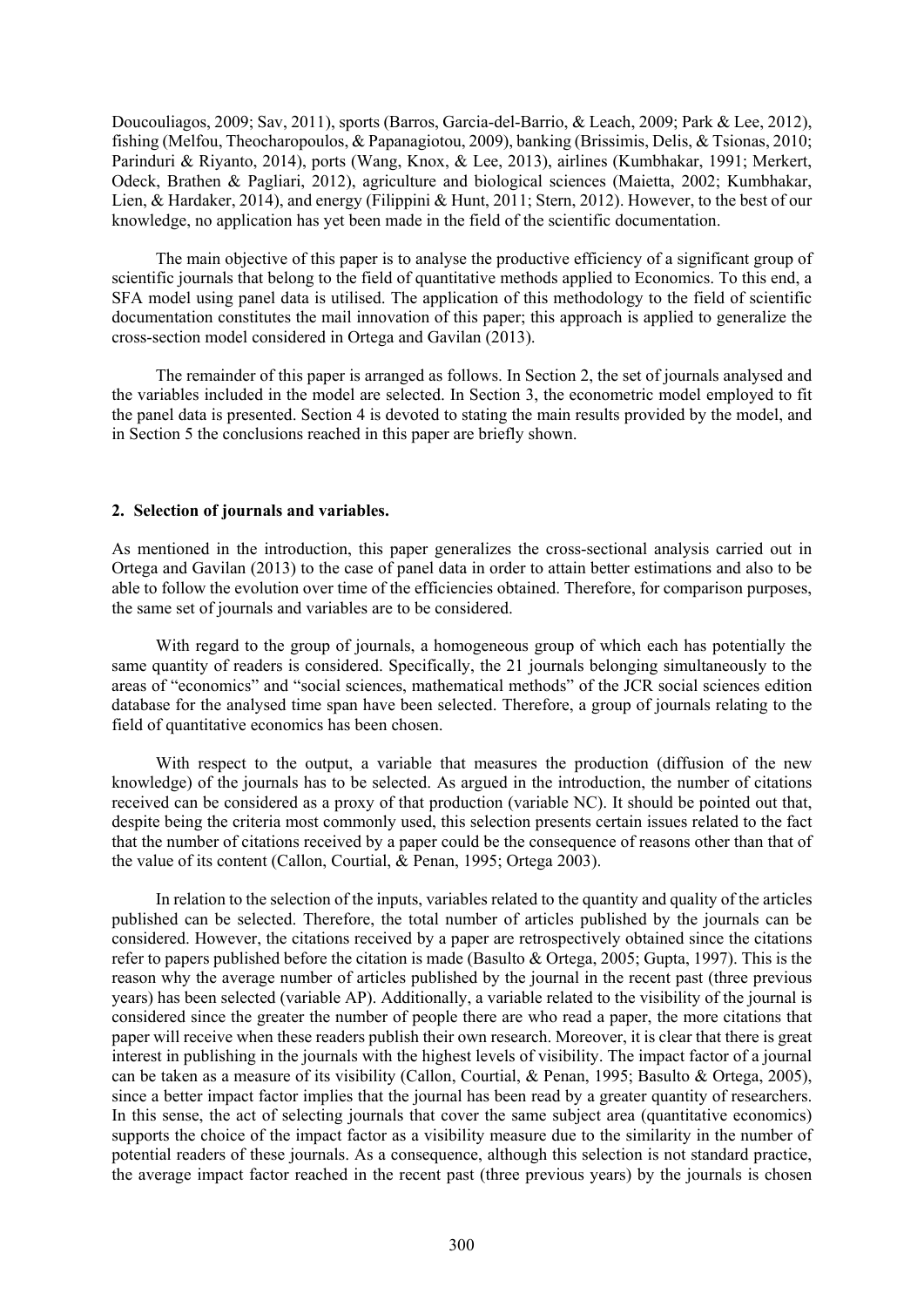Doucouliagos, 2009; Sav, 2011), sports (Barros, Garcia-del-Barrio, & Leach, 2009; Park & Lee, 2012), fishing (Melfou, Theocharopoulos, & Papanagiotou, 2009), banking (Brissimis, Delis, & Tsionas, 2010; Parinduri & Riyanto, 2014), ports (Wang, Knox, & Lee, 2013), airlines (Kumbhakar, 1991; Merkert, Odeck, Brathen & Pagliari, 2012), agriculture and biological sciences (Maietta, 2002; Kumbhakar, Lien, & Hardaker, 2014), and energy (Filippini & Hunt, 2011; Stern, 2012). However, to the best of our knowledge, no application has yet been made in the field of the scientific documentation.

The main objective of this paper is to analyse the productive efficiency of a significant group of scientific journals that belong to the field of quantitative methods applied to Economics. To this end, a SFA model using panel data is utilised. The application of this methodology to the field of scientific documentation constitutes the mail innovation of this paper; this approach is applied to generalize the cross-section model considered in Ortega and Gavilan (2013).

The remainder of this paper is arranged as follows. In Section 2, the set of journals analysed and the variables included in the model are selected. In Section 3, the econometric model employed to fit the panel data is presented. Section 4 is devoted to stating the main results provided by the model, and in Section 5 the conclusions reached in this paper are briefly shown.

## 2. Selection of journals and variables.

As mentioned in the introduction, this paper generalizes the cross-sectional analysis carried out in Ortega and Gavilan (2013) to the case of panel data in order to attain better estimations and also to be able to follow the evolution over time of the efficiencies obtained. Therefore, for comparison purposes, the same set of journals and variables are to be considered.

With regard to the group of journals, a homogeneous group of which each has potentially the same quantity of readers is considered. Specifically, the 21 journals belonging simultaneously to the areas of "economics" and "social sciences, mathematical methods" of the JCR social sciences edition database for the analysed time span have been selected. Therefore, a group of journals relating to the field of quantitative economics has been chosen.

With respect to the output, a variable that measures the production (diffusion of the new knowledge) of the journals has to be selected. As argued in the introduction, the number of citations received can be considered as a proxy of that production (variable NC). It should be pointed out that, despite being the criteria most commonly used, this selection presents certain issues related to the fact that the number of citations received by a paper could be the consequence of reasons other than that of the value of its content (Callon, Courtial, & Penan, 1995; Ortega 2003).

In relation to the selection of the inputs, variables related to the quantity and quality of the articles published can be selected. Therefore, the total number of articles published by the journals can be considered. However, the citations received by a paper are retrospectively obtained since the citations refer to papers published before the citation is made (Basulto & Ortega, 2005; Gupta, 1997). This is the reason why the average number of articles published by the journal in the recent past (three previous years) has been selected (variable AP). Additionally, a variable related to the visibility of the journal is considered since the greater the number of people there are who read a paper, the more citations that paper will receive when these readers publish their own research. Moreover, it is clear that there is great interest in publishing in the journals with the highest levels of visibility. The impact factor of a journal can be taken as a measure of its visibility (Callon, Courtial, & Penan, 1995; Basulto & Ortega, 2005), since a better impact factor implies that the journal has been read by a greater quantity of researchers. In this sense, the act of selecting journals that cover the same subject area (quantitative economics) supports the choice of the impact factor as a visibility measure due to the similarity in the number of potential readers of these journals. As a consequence, although this selection is not standard practice, the average impact factor reached in the recent past (three previous years) by the journals is chosen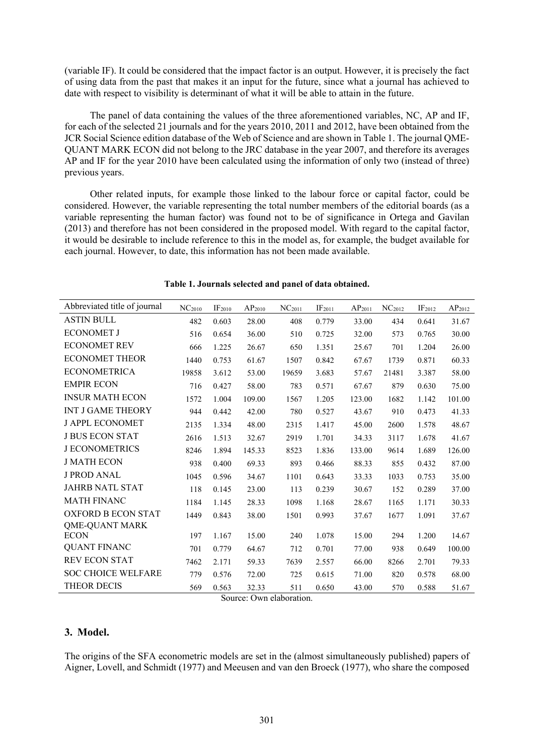(variable IF). It could be considered that the impact factor is an output. However, it is precisely the fact of using data from the past that makes it an input for the future, since what a journal has achieved to date with respect to visibility is determinant of what it will be able to attain in the future.

The panel of data containing the values of the three aforementioned variables, NC, AP and IF, for each of the selected 21 journals and for the years 2010, 2011 and 2012, have been obtained from the JCR Social Science edition database of the Web of Science and are shown in Table 1. The journal QME-QUANT MARK ECON did not belong to the JRC database in the year 2007, and therefore its averages AP and IF for the year 2010 have been calculated using the information of only two (instead of three) previous years.

Other related inputs, for example those linked to the labour force or capital factor, could be considered. However, the variable representing the total number members of the editorial boards (as a variable representing the human factor) was found not to be of significance in Ortega and Gavilan (2013) and therefore has not been considered in the proposed model. With regard to the capital factor, it would be desirable to include reference to this in the model as, for example, the budget available for each journal. However, to date, this information has not been made available.

**Table 1. Journals selected and panel of data obtained.**

| Abbreviated title of journal | $NC_{2010}$ | $IF_{2010}$ | $AP_{2010}$ | $NC_{2011}$ | $IF_{2011}$ | $AP_{2011}$ | $NC_{2012}$ | $IF_{2012}$ | $AP_{2012}$ |
|---|---|---|---|---|---|---|---|---|---|
| ASTIN BULL | 482 | 0.603 | 28.00 | 408 | 0.779 | 33.00 | 434 | 0.641 | 31.67 |
| ECONOMET J | 516 | 0.654 | 36.00 | 510 | 0.725 | 32.00 | 573 | 0.765 | 30.00 |
| ECONOMET REV | 666 | 1.225 | 26.67 | 650 | 1.351 | 25.67 | 701 | 1.204 | 26.00 |
| ECONOMET THEOR | 1440 | 0.753 | 61.67 | 1507 | 0.842 | 67.67 | 1739 | 0.871 | 60.33 |
| ECONOMETRICA | 19858 | 3.612 | 53.00 | 19659 | 3.683 | 57.67 | 21481 | 3.387 | 58.00 |
| EMPIR ECON | 716 | 0.427 | 58.00 | 783 | 0.571 | 67.67 | 879 | 0.630 | 75.00 |
| INSUR MATH ECON | 1572 | 1.004 | 109.00 | 1567 | 1.205 | 123.00 | 1682 | 1.142 | 101.00 |
| INT J GAME THEORY | 944 | 0.442 | 42.00 | 780 | 0.527 | 43.67 | 910 | 0.473 | 41.33 |
| J APPL ECONOMET | 2135 | 1.334 | 48.00 | 2315 | 1.417 | 45.00 | 2600 | 1.578 | 48.67 |
| J BUS ECON STAT | 2616 | 1.513 | 32.67 | 2919 | 1.701 | 34.33 | 3117 | 1.678 | 41.67 |
| J ECONOMETRICS | 8246 | 1.894 | 145.33 | 8523 | 1.836 | 133.00 | 9614 | 1.689 | 126.00 |
| J MATH ECON | 938 | 0.400 | 69.33 | 893 | 0.466 | 88.33 | 855 | 0.432 | 87.00 |
| J PROD ANAL | 1045 | 0.596 | 34.67 | 1101 | 0.643 | 33.33 | 1033 | 0.753 | 35.00 |
| JAHRB NATL STAT | 118 | 0.145 | 23.00 | 113 | 0.239 | 30.67 | 152 | 0.289 | 37.00 |
| MATH FINANC | 1184 | 1.145 | 28.33 | 1098 | 1.168 | 28.67 | 1165 | 1.171 | 30.33 |
| OXFORD B ECON STAT | 1449 | 0.843 | 38.00 | 1501 | 0.993 | 37.67 | 1677 | 1.091 | 37.67 |
| QME-QUANT MARK ECON | 197 | 1.167 | 15.00 | 240 | 1.078 | 15.00 | 294 | 1.200 | 14.67 |
| QUANT FINANC | 701 | 0.779 | 64.67 | 712 | 0.701 | 77.00 | 938 | 0.649 | 100.00 |
| REV ECON STAT | 7462 | 2.171 | 59.33 | 7639 | 2.557 | 66.00 | 8266 | 2.701 | 79.33 |
| SOC CHOICE WELFARE | 779 | 0.576 | 72.00 | 725 | 0.615 | 71.00 | 820 | 0.578 | 68.00 |
| THEOR DECIS | 569 | 0.563 | 32.33 | 511 | 0.650 | 43.00 | 570 | 0.588 | 51.67 |

Source: Own elaboration.

## 3. Model.

The origins of the SFA econometric models are set in the (almost simultaneously published) papers of Aigner, Lovell, and Schmidt (1977) and Meeusen and van den Broeck (1977), who share the composed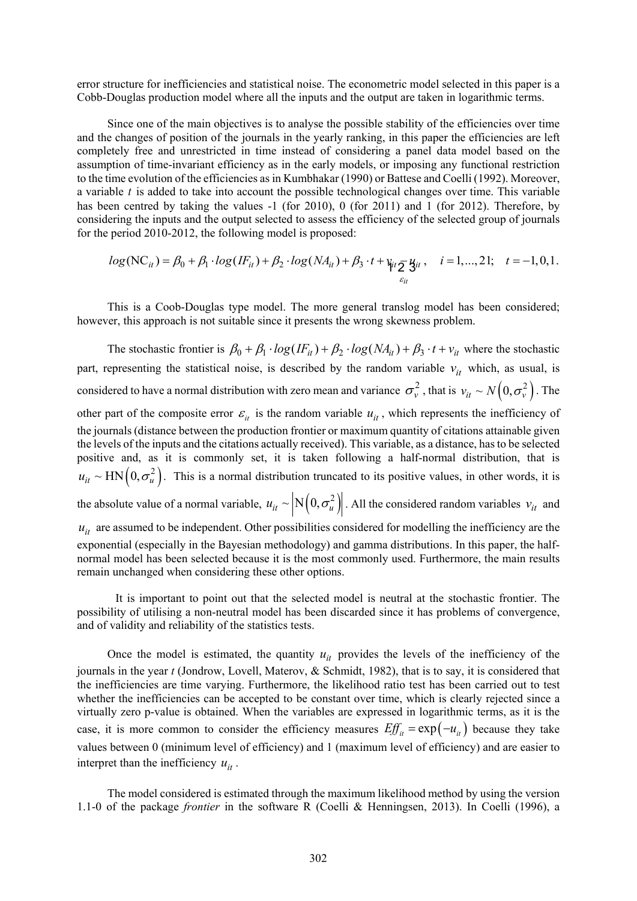error structure for inefficiencies and statistical noise. The econometric model selected in this paper is a Cobb-Douglas production model where all the inputs and the output are taken in logarithmic terms.

Since one of the main objectives is to analyse the possible stability of the efficiencies over time and the changes of position of the journals in the yearly ranking, in this paper the efficiencies are left completely free and unrestricted in time instead of considering a panel data model based on the assumption of time-invariant efficiency as in the early models, or imposing any functional restriction to the time evolution of the efficiencies as in Kumbhakar (1990) or Battese and Coelli (1992). Moreover, a variable $t$ is added to take into account the possible technological changes over time. This variable has been centred by taking the values -1 (for 2010), 0 (for 2011) and 1 (for 2012). Therefore, by considering the inputs and the output selected to assess the efficiency of the selected group of journals for the period 2010-2012, the following model is proposed:

$$log(\mathrm{NC}_{it}) = \beta_0 + \beta_1 \cdot log(IF_{it}) + \beta_2 \cdot log(NA_{it}) + \beta_3 \cdot t + \underbrace{v_{it} - u_{it}}_{\varepsilon_{it}}, \quad i = 1,...,21; \quad t = -1,0,1.$$

This is a Coob-Douglas type model. The more general translog model has been considered; however, this approach is not suitable since it presents the wrong skewness problem.

The stochastic frontier is $\beta_0 + \beta_1 \cdot log(IF_{it}) + \beta_2 \cdot log(NA_{it}) + \beta_3 \cdot t + v_{it}$ where the stochastic part, representing the statistical noise, is described by the random variable $v_{it}$ which, as usual, is considered to have a normal distribution with zero mean and variance $\sigma_v^2$, that is $v_{it} \sim N\left(0, \sigma_v^2\right)$. The other part of the composite error $\varepsilon_{it}$ is the random variable $u_{it}$, which represents the inefficiency of the journals (distance between the production frontier or maximum quantity of citations attainable given the levels of the inputs and the citations actually received). This variable, as a distance, has to be selected positive and, as it is commonly set, it is taken following a half-normal distribution, that is $u_{it} \sim \mathrm{HN}\left(0, \sigma_u^2\right)$. This is a normal distribution truncated to its positive values, in other words, it is the absolute value of a normal variable, $u_{it} \sim \left|\mathrm{N}\left(0, \sigma_u^2\right)\right|$. All the considered random variables $v_{it}$ and $u_{it}$ are assumed to be independent. Other possibilities considered for modelling the inefficiency are the exponential (especially in the Bayesian methodology) and gamma distributions. In this paper, the half-normal model has been selected because it is the most commonly used. Furthermore, the main results remain unchanged when considering these other options.

It is important to point out that the selected model is neutral at the stochastic frontier. The possibility of utilising a non-neutral model has been discarded since it has problems of convergence, and of validity and reliability of the statistics tests.

Once the model is estimated, the quantity $u_{it}$ provides the levels of the inefficiency of the journals in the year $t$ (Jondrow, Lovell, Materov, & Schmidt, 1982), that is to say, it is considered that the inefficiencies are time varying. Furthermore, the likelihood ratio test has been carried out to test whether the inefficiencies can be accepted to be constant over time, which is clearly rejected since a virtually zero p-value is obtained. When the variables are expressed in logarithmic terms, as it is the case, it is more common to consider the efficiency measures $Eff_{it} = \exp\left(-u_{it}\right)$ because they take values between 0 (minimum level of efficiency) and 1 (maximum level of efficiency) and are easier to interpret than the inefficiency $u_{it}$.

The model considered is estimated through the maximum likelihood method by using the version 1.1-0 of the package *frontier* in the software R (Coelli & Henningsen, 2013). In Coelli (1996), a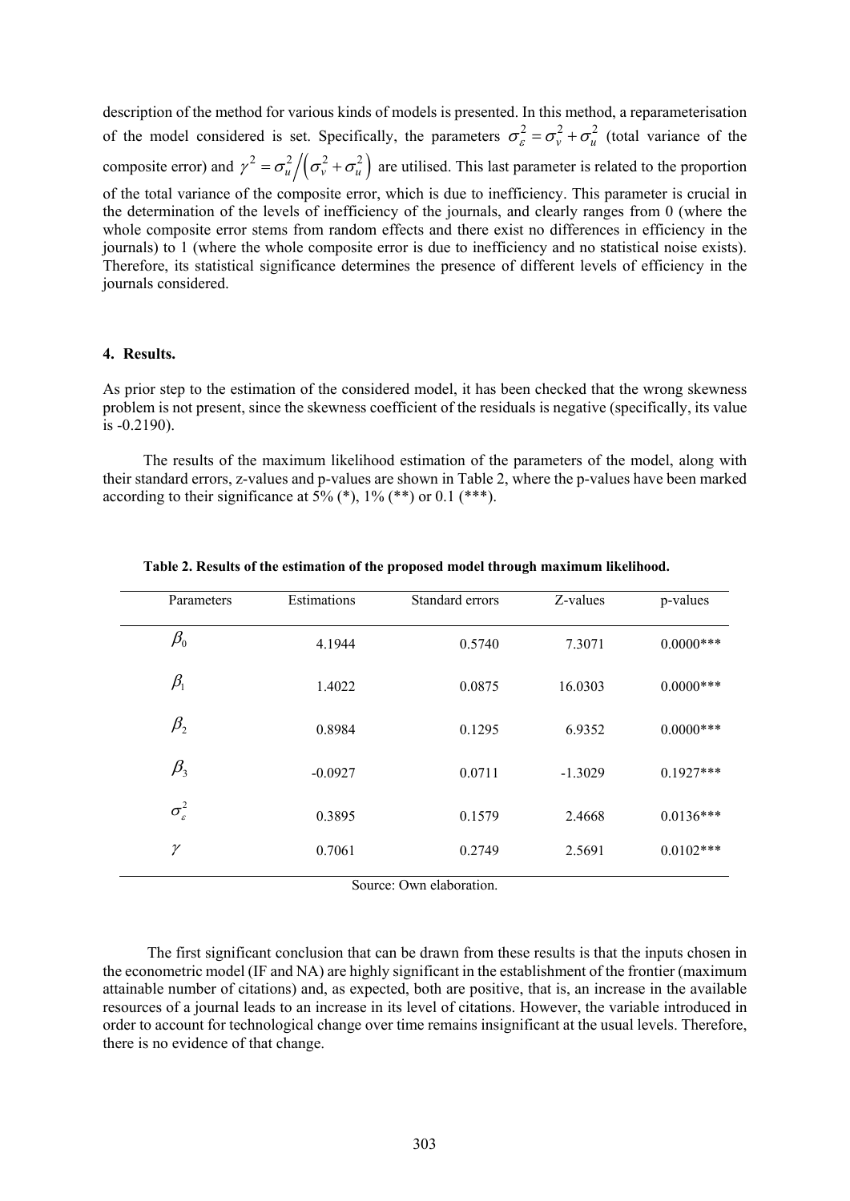description of the method for various kinds of models is presented. In this method, a reparameterisation of the model considered is set. Specifically, the parameters $\sigma_{\varepsilon}^{2} = \sigma_{v}^{2} + \sigma_{u}^{2}$ (total variance of the composite error) and $\gamma^{2} = \sigma_{u}^{2} / \left(\sigma_{v}^{2} + \sigma_{u}^{2}\right)$ are utilised. This last parameter is related to the proportion of the total variance of the composite error, which is due to inefficiency. This parameter is crucial in the determination of the levels of inefficiency of the journals, and clearly ranges from 0 (where the whole composite error stems from random effects and there exist no differences in efficiency in the journals) to 1 (where the whole composite error is due to inefficiency and no statistical noise exists). Therefore, its statistical significance determines the presence of different levels of efficiency in the journals considered.

## 4. Results.

As prior step to the estimation of the considered model, it has been checked that the wrong skewness problem is not present, since the skewness coefficient of the residuals is negative (specifically, its value is -0.2190).

The results of the maximum likelihood estimation of the parameters of the model, along with their standard errors, z-values and p-values are shown in Table 2, where the p-values have been marked according to their significance at 5% (*), 1% (**) or 0.1 (***).

**Table 2. Results of the estimation of the proposed model through maximum likelihood.**

| Parameters | Estimations | Standard errors | Z-values | p-values |
|---|---|---|---|---|
| $\beta_0$ | 4.1944 | 0.5740 | 7.3071 | 0.0000*** |
| $\beta_1$ | 1.4022 | 0.0875 | 16.0303 | 0.0000*** |
| $\beta_2$ | 0.8984 | 0.1295 | 6.9352 | 0.0000*** |
| $\beta_3$ | -0.0927 | 0.0711 | -1.3029 | 0.1927*** |
| $\sigma_{\varepsilon}^{2}$ | 0.3895 | 0.1579 | 2.4668 | 0.0136*** |
| $\gamma$ | 0.7061 | 0.2749 | 2.5691 | 0.0102*** |

Source: Own elaboration.

The first significant conclusion that can be drawn from these results is that the inputs chosen in the econometric model (IF and NA) are highly significant in the establishment of the frontier (maximum attainable number of citations) and, as expected, both are positive, that is, an increase in the available resources of a journal leads to an increase in its level of citations. However, the variable introduced in order to account for technological change over time remains insignificant at the usual levels. Therefore, there is no evidence of that change.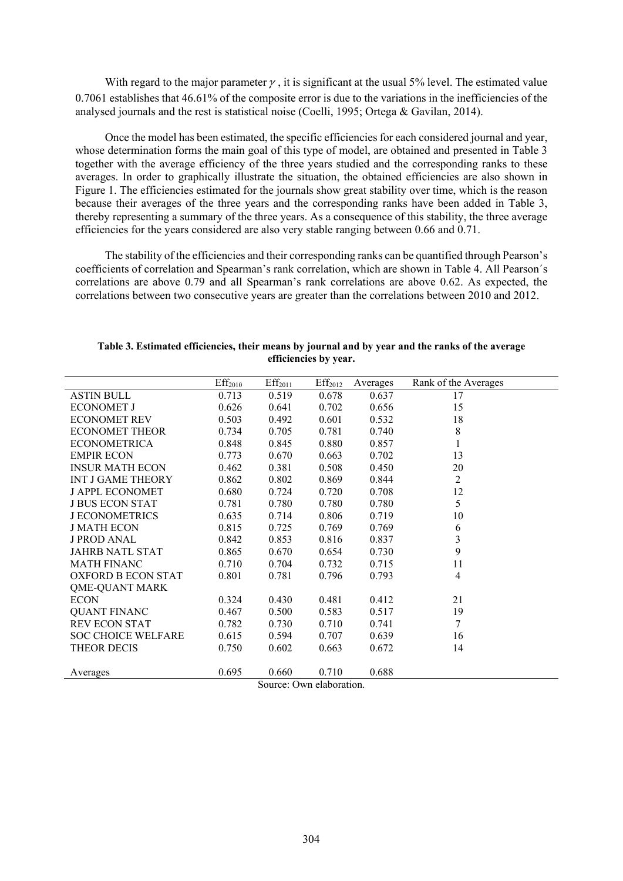With regard to the major parameter $\gamma$, it is significant at the usual 5% level. The estimated value 0.7061 establishes that 46.61% of the composite error is due to the variations in the inefficiencies of the analysed journals and the rest is statistical noise (Coelli, 1995; Ortega & Gavilan, 2014).

Once the model has been estimated, the specific efficiencies for each considered journal and year, whose determination forms the main goal of this type of model, are obtained and presented in Table 3 together with the average efficiency of the three years studied and the corresponding ranks to these averages. In order to graphically illustrate the situation, the obtained efficiencies are also shown in Figure 1. The efficiencies estimated for the journals show great stability over time, which is the reason because their averages of the three years and the corresponding ranks have been added in Table 3, thereby representing a summary of the three years. As a consequence of this stability, the three average efficiencies for the years considered are also very stable ranging between 0.66 and 0.71.

The stability of the efficiencies and their corresponding ranks can be quantified through Pearson's coefficients of correlation and Spearman's rank correlation, which are shown in Table 4. All Pearson´s correlations are above 0.79 and all Spearman's rank correlations are above 0.62. As expected, the correlations between two consecutive years are greater than the correlations between 2010 and 2012.

**Table 3. Estimated efficiencies, their means by journal and by year and the ranks of the average efficiencies by year.**

| | $Eff_{2010}$ | $Eff_{2011}$ | $Eff_{2012}$ | Averages | Rank of the Averages |
|---|---|---|---|---|---|
| ASTIN BULL | 0.713 | 0.519 | 0.678 | 0.637 | 17 |
| ECONOMET J | 0.626 | 0.641 | 0.702 | 0.656 | 15 |
| ECONOMET REV | 0.503 | 0.492 | 0.601 | 0.532 | 18 |
| ECONOMET THEOR | 0.734 | 0.705 | 0.781 | 0.740 | 8 |
| ECONOMETRICA | 0.848 | 0.845 | 0.880 | 0.857 | 1 |
| EMPIR ECON | 0.773 | 0.670 | 0.663 | 0.702 | 13 |
| INSUR MATH ECON | 0.462 | 0.381 | 0.508 | 0.450 | 20 |
| INT J GAME THEORY | 0.862 | 0.802 | 0.869 | 0.844 | 2 |
| J APPL ECONOMET | 0.680 | 0.724 | 0.720 | 0.708 | 12 |
| J BUS ECON STAT | 0.781 | 0.780 | 0.780 | 0.780 | 5 |
| J ECONOMETRICS | 0.635 | 0.714 | 0.806 | 0.719 | 10 |
| J MATH ECON | 0.815 | 0.725 | 0.769 | 0.769 | 6 |
| J PROD ANAL | 0.842 | 0.853 | 0.816 | 0.837 | 3 |
| JAHRB NATL STAT | 0.865 | 0.670 | 0.654 | 0.730 | 9 |
| MATH FINANC | 0.710 | 0.704 | 0.732 | 0.715 | 11 |
| OXFORD B ECON STAT | 0.801 | 0.781 | 0.796 | 0.793 | 4 |
| QME-QUANT MARK ECON | 0.324 | 0.430 | 0.481 | 0.412 | 21 |
| QUANT FINANC | 0.467 | 0.500 | 0.583 | 0.517 | 19 |
| REV ECON STAT | 0.782 | 0.730 | 0.710 | 0.741 | 7 |
| SOC CHOICE WELFARE | 0.615 | 0.594 | 0.707 | 0.639 | 16 |
| THEOR DECIS | 0.750 | 0.602 | 0.663 | 0.672 | 14 |
| Averages | 0.695 | 0.660 | 0.710 | 0.688 | |

Source: Own elaboration.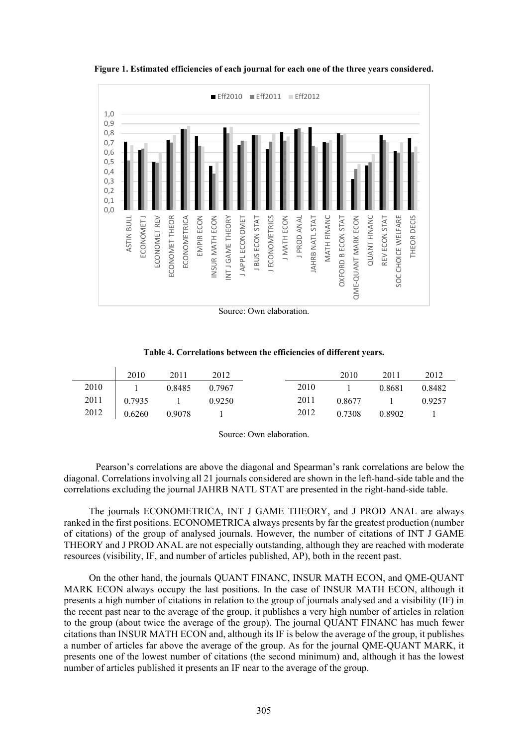**Figure 1. Estimated efficiencies of each journal for each one of the three years considered.**

Source: Own elaboration.

**Table 4. Correlations between the efficiencies of different years.**

| | 2010 | 2011 | 2012 |
|---|---|---|---|
| 2010 | 1 | 0.8485 | 0.7967 |
| 2011 | 0.7935 | 1 | 0.9250 |
| 2012 | 0.6260 | 0.9078 | 1 |

| | 2010 | 2011 | 2012 |
|---|---|---|---|
| 2010 | 1 | 0.8681 | 0.8482 |
| 2011 | 0.8677 | 1 | 0.9257 |
| 2012 | 0.7308 | 0.8902 | 1 |

Source: Own elaboration.

Pearson's correlations are above the diagonal and Spearman's rank correlations are below the diagonal. Correlations involving all 21 journals considered are shown in the left-hand-side table and the correlations excluding the journal JAHRB NATL STAT are presented in the right-hand-side table.

The journals ECONOMETRICA, INT J GAME THEORY, and J PROD ANAL are always ranked in the first positions. ECONOMETRICA always presents by far the greatest production (number of citations) of the group of analysed journals. However, the number of citations of INT J GAME THEORY and J PROD ANAL are not especially outstanding, although they are reached with moderate resources (visibility, IF, and number of articles published, AP), both in the recent past.

On the other hand, the journals QUANT FINANC, INSUR MATH ECON, and QME-QUANT MARK ECON always occupy the last positions. In the case of INSUR MATH ECON, although it presents a high number of citations in relation to the group of journals analysed and a visibility (IF) in the recent past near to the average of the group, it publishes a very high number of articles in relation to the group (about twice the average of the group). The journal QUANT FINANC has much fewer citations than INSUR MATH ECON and, although its IF is below the average of the group, it publishes a number of articles far above the average of the group. As for the journal QME-QUANT MARK, it presents one of the lowest number of citations (the second minimum) and, although it has the lowest number of articles published it presents an IF near to the average of the group.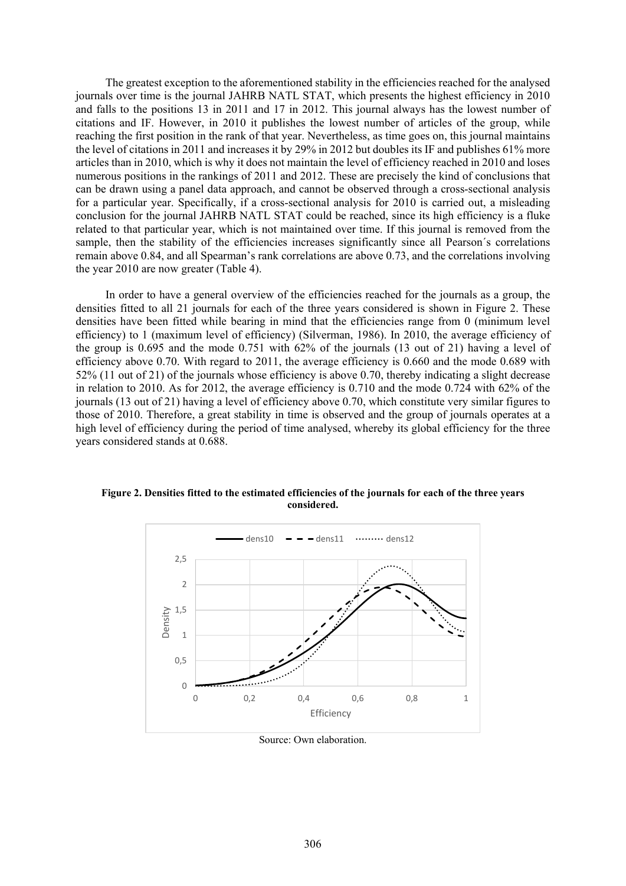The greatest exception to the aforementioned stability in the efficiencies reached for the analysed journals over time is the journal JAHRB NATL STAT, which presents the highest efficiency in 2010 and falls to the positions 13 in 2011 and 17 in 2012. This journal always has the lowest number of citations and IF. However, in 2010 it publishes the lowest number of articles of the group, while reaching the first position in the rank of that year. Nevertheless, as time goes on, this journal maintains the level of citations in 2011 and increases it by 29% in 2012 but doubles its IF and publishes 61% more articles than in 2010, which is why it does not maintain the level of efficiency reached in 2010 and loses numerous positions in the rankings of 2011 and 2012. These are precisely the kind of conclusions that can be drawn using a panel data approach, and cannot be observed through a cross-sectional analysis for a particular year. Specifically, if a cross-sectional analysis for 2010 is carried out, a misleading conclusion for the journal JAHRB NATL STAT could be reached, since its high efficiency is a fluke related to that particular year, which is not maintained over time. If this journal is removed from the sample, then the stability of the efficiencies increases significantly since all Pearson´s correlations remain above 0.84, and all Spearman's rank correlations are above 0.73, and the correlations involving the year 2010 are now greater (Table 4).

In order to have a general overview of the efficiencies reached for the journals as a group, the densities fitted to all 21 journals for each of the three years considered is shown in Figure 2. These densities have been fitted while bearing in mind that the efficiencies range from 0 (minimum level efficiency) to 1 (maximum level of efficiency) (Silverman, 1986). In 2010, the average efficiency of the group is 0.695 and the mode 0.751 with 62% of the journals (13 out of 21) having a level of efficiency above 0.70. With regard to 2011, the average efficiency is 0.660 and the mode 0.689 with 52% (11 out of 21) of the journals whose efficiency is above 0.70, thereby indicating a slight decrease in relation to 2010. As for 2012, the average efficiency is 0.710 and the mode 0.724 with 62% of the journals (13 out of 21) having a level of efficiency above 0.70, which constitute very similar figures to those of 2010. Therefore, a great stability in time is observed and the group of journals operates at a high level of efficiency during the period of time analysed, whereby its global efficiency for the three years considered stands at 0.688.

**Figure 2. Densities fitted to the estimated efficiencies of the journals for each of the three years considered.**

Source: Own elaboration.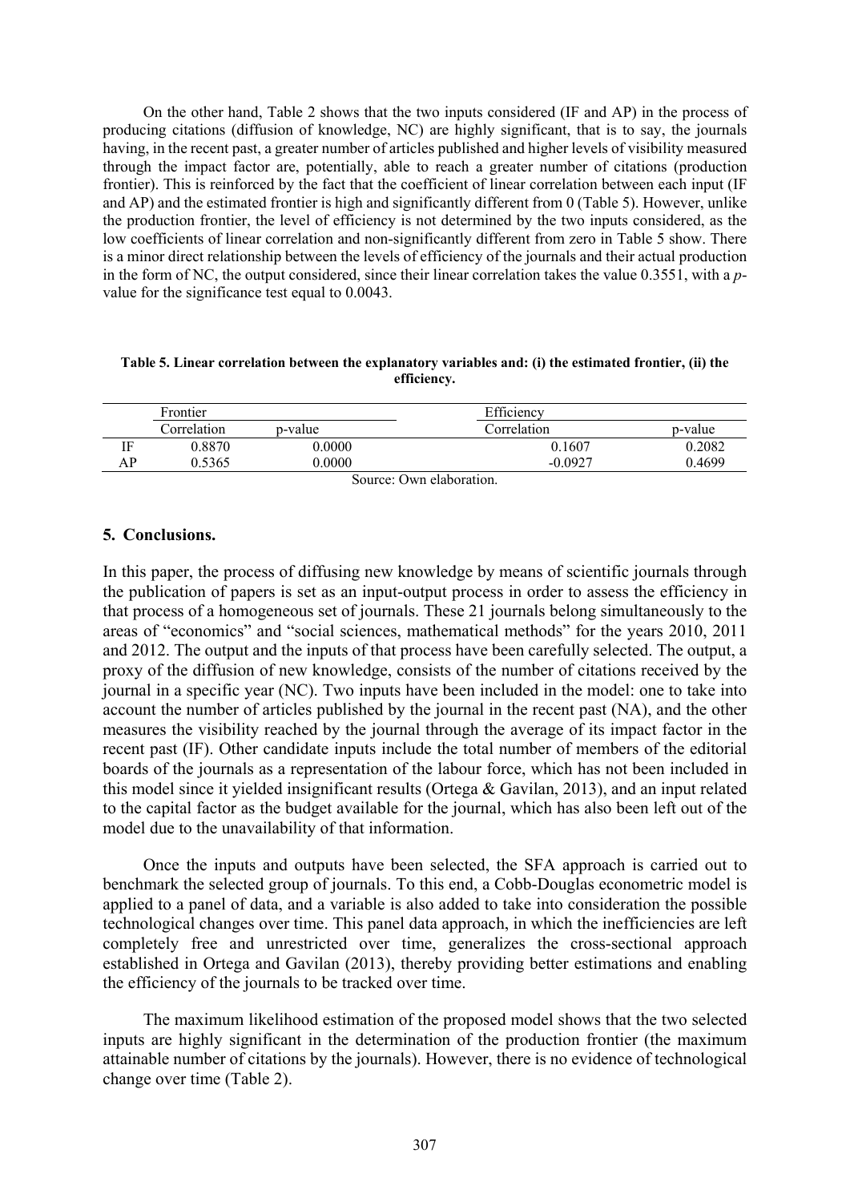On the other hand, Table 2 shows that the two inputs considered (IF and AP) in the process of producing citations (diffusion of knowledge, NC) are highly significant, that is to say, the journals having, in the recent past, a greater number of articles published and higher levels of visibility measured through the impact factor are, potentially, able to reach a greater number of citations (production frontier). This is reinforced by the fact that the coefficient of linear correlation between each input (IF and AP) and the estimated frontier is high and significantly different from 0 (Table 5). However, unlike the production frontier, the level of efficiency is not determined by the two inputs considered, as the low coefficients of linear correlation and non-significantly different from zero in Table 5 show. There is a minor direct relationship between the levels of efficiency of the journals and their actual production in the form of NC, the output considered, since their linear correlation takes the value 0.3551, with a *p*-value for the significance test equal to 0.0043.

**Table 5. Linear correlation between the explanatory variables and: (i) the estimated frontier, (ii) the efficiency.**

| | Frontier | | Efficiency | |
|---|---|---|---|---|
| | Correlation | p-value | Correlation | p-value |
| IF | 0.8870 | 0.0000 | 0.1607 | 0.2082 |
| AP | 0.5365 | 0.0000 | -0.0927 | 0.4699 |

Source: Own elaboration.

## 5. Conclusions.

In this paper, the process of diffusing new knowledge by means of scientific journals through the publication of papers is set as an input-output process in order to assess the efficiency in that process of a homogeneous set of journals. These 21 journals belong simultaneously to the areas of "economics" and "social sciences, mathematical methods" for the years 2010, 2011 and 2012. The output and the inputs of that process have been carefully selected. The output, a proxy of the diffusion of new knowledge, consists of the number of citations received by the journal in a specific year (NC). Two inputs have been included in the model: one to take into account the number of articles published by the journal in the recent past (NA), and the other measures the visibility reached by the journal through the average of its impact factor in the recent past (IF). Other candidate inputs include the total number of members of the editorial boards of the journals as a representation of the labour force, which has not been included in this model since it yielded insignificant results (Ortega & Gavilan, 2013), and an input related to the capital factor as the budget available for the journal, which has also been left out of the model due to the unavailability of that information.

Once the inputs and outputs have been selected, the SFA approach is carried out to benchmark the selected group of journals. To this end, a Cobb-Douglas econometric model is applied to a panel of data, and a variable is also added to take into consideration the possible technological changes over time. This panel data approach, in which the inefficiencies are left completely free and unrestricted over time, generalizes the cross-sectional approach established in Ortega and Gavilan (2013), thereby providing better estimations and enabling the efficiency of the journals to be tracked over time.

The maximum likelihood estimation of the proposed model shows that the two selected inputs are highly significant in the determination of the production frontier (the maximum attainable number of citations by the journals). However, there is no evidence of technological change over time (Table 2).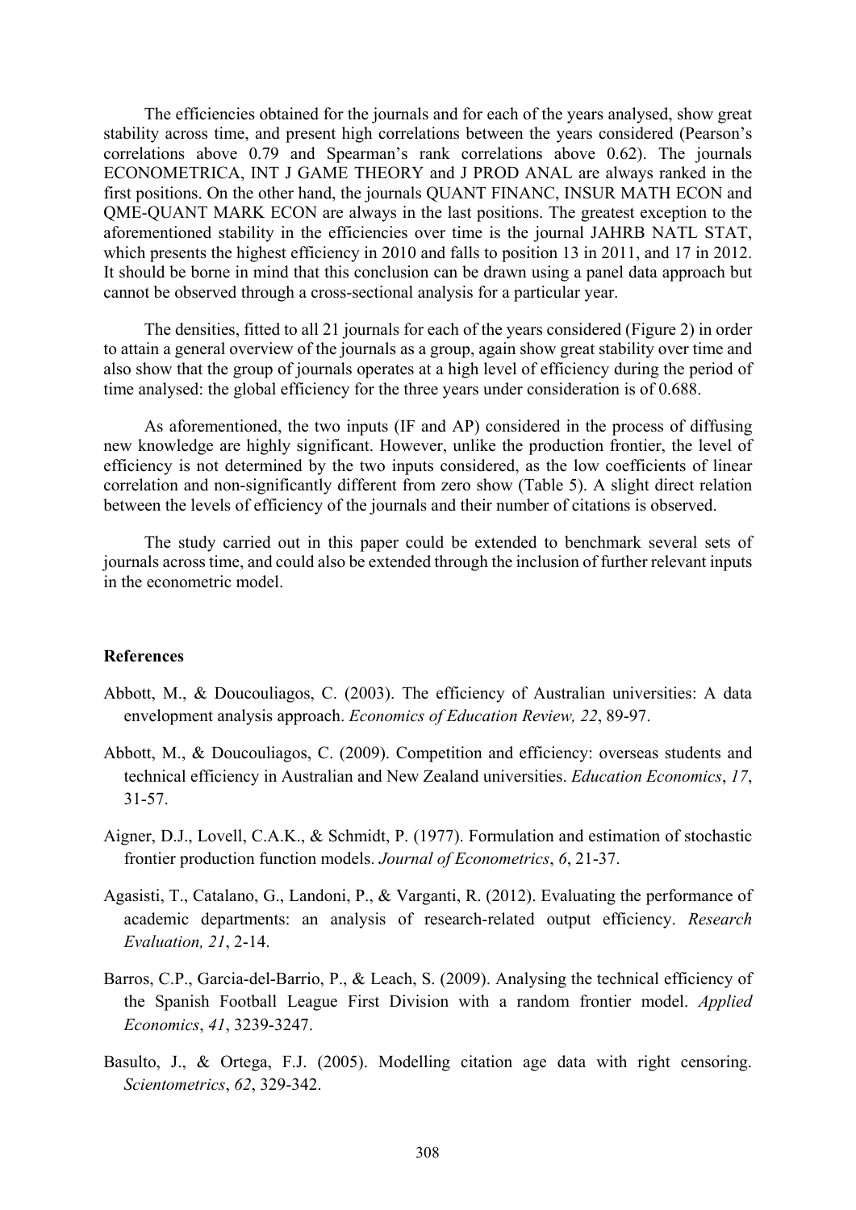The efficiencies obtained for the journals and for each of the years analysed, show great stability across time, and present high correlations between the years considered (Pearson's correlations above 0.79 and Spearman's rank correlations above 0.62). The journals ECONOMETRICA, INT J GAME THEORY and J PROD ANAL are always ranked in the first positions. On the other hand, the journals QUANT FINANC, INSUR MATH ECON and QME-QUANT MARK ECON are always in the last positions. The greatest exception to the aforementioned stability in the efficiencies over time is the journal JAHRB NATL STAT, which presents the highest efficiency in 2010 and falls to position 13 in 2011, and 17 in 2012. It should be borne in mind that this conclusion can be drawn using a panel data approach but cannot be observed through a cross-sectional analysis for a particular year.

The densities, fitted to all 21 journals for each of the years considered (Figure 2) in order to attain a general overview of the journals as a group, again show great stability over time and also show that the group of journals operates at a high level of efficiency during the period of time analysed: the global efficiency for the three years under consideration is of 0.688.

As aforementioned, the two inputs (IF and AP) considered in the process of diffusing new knowledge are highly significant. However, unlike the production frontier, the level of efficiency is not determined by the two inputs considered, as the low coefficients of linear correlation and non-significantly different from zero show (Table 5). A slight direct relation between the levels of efficiency of the journals and their number of citations is observed.

The study carried out in this paper could be extended to benchmark several sets of journals across time, and could also be extended through the inclusion of further relevant inputs in the econometric model.

## References

Abbott, M., & Doucouliagos, C. (2003). The efficiency of Australian universities: A data envelopment analysis approach. *Economics of Education Review, 22*, 89-97.

Abbott, M., & Doucouliagos, C. (2009). Competition and efficiency: overseas students and technical efficiency in Australian and New Zealand universities. *Education Economics*, *17*, 31-57.

Aigner, D.J., Lovell, C.A.K., & Schmidt, P. (1977). Formulation and estimation of stochastic frontier production function models. *Journal of Econometrics*, *6*, 21-37.

Agasisti, T., Catalano, G., Landoni, P., & Varganti, R. (2012). Evaluating the performance of academic departments: an analysis of research-related output efficiency. *Research Evaluation, 21*, 2-14.

Barros, C.P., Garcia-del-Barrio, P., & Leach, S. (2009). Analysing the technical efficiency of the Spanish Football League First Division with a random frontier model. *Applied Economics*, *41*, 3239-3247.

Basulto, J., & Ortega, F.J. (2005). Modelling citation age data with right censoring. *Scientometrics*, *62*, 329-342.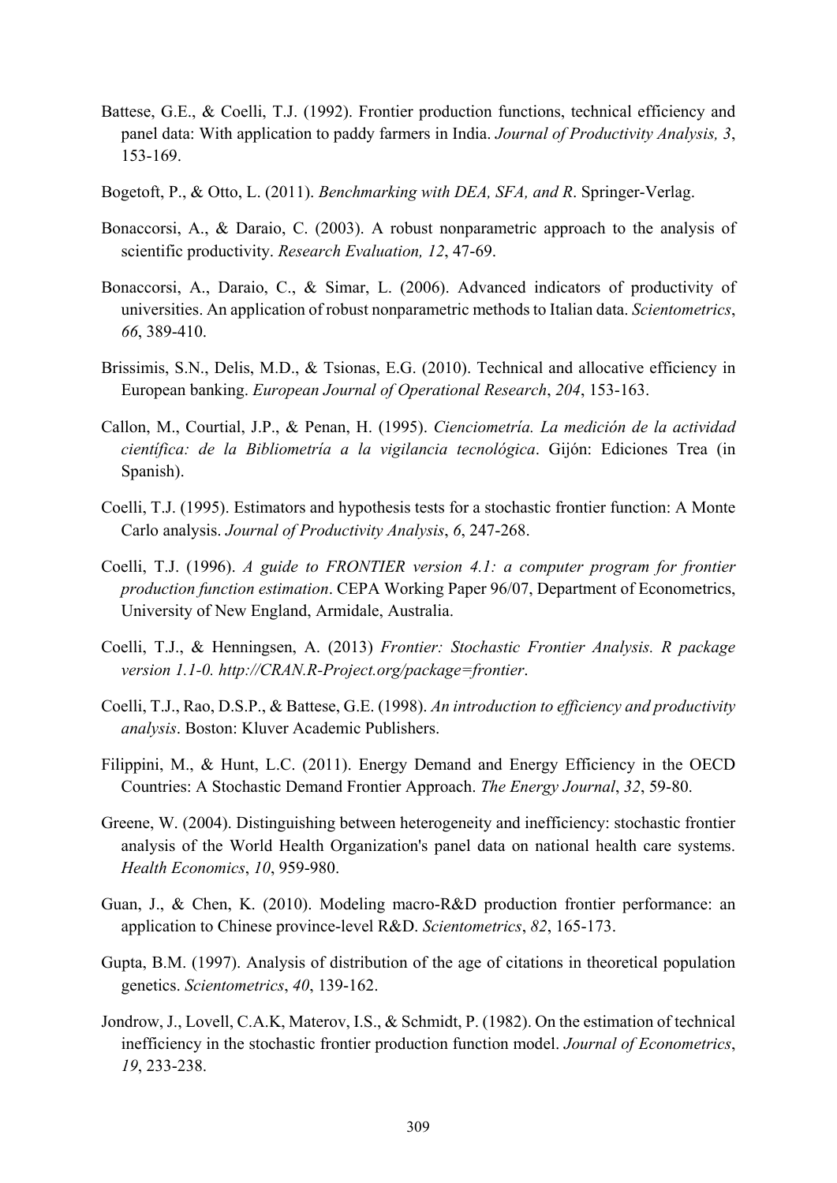Battese, G.E., & Coelli, T.J. (1992). Frontier production functions, technical efficiency and panel data: With application to paddy farmers in India. *Journal of Productivity Analysis, 3*, 153-169.

Bogetoft, P., & Otto, L. (2011). *Benchmarking with DEA, SFA, and R*. Springer-Verlag.

Bonaccorsi, A., & Daraio, C. (2003). A robust nonparametric approach to the analysis of scientific productivity. *Research Evaluation, 12*, 47-69.

Bonaccorsi, A., Daraio, C., & Simar, L. (2006). Advanced indicators of productivity of universities. An application of robust nonparametric methods to Italian data. *Scientometrics*, *66*, 389-410.

Brissimis, S.N., Delis, M.D., & Tsionas, E.G. (2010). Technical and allocative efficiency in European banking. *European Journal of Operational Research*, *204*, 153-163.

Callon, M., Courtial, J.P., & Penan, H. (1995). *Cienciometría. La medición de la actividad científica: de la Bibliometría a la vigilancia tecnológica*. Gijón: Ediciones Trea (in Spanish).

Coelli, T.J. (1995). Estimators and hypothesis tests for a stochastic frontier function: A Monte Carlo analysis. *Journal of Productivity Analysis*, *6*, 247-268.

Coelli, T.J. (1996). *A guide to FRONTIER version 4.1: a computer program for frontier production function estimation*. CEPA Working Paper 96/07, Department of Econometrics, University of New England, Armidale, Australia.

Coelli, T.J., & Henningsen, A. (2013) *Frontier: Stochastic Frontier Analysis. R package version 1.1-0. http://CRAN.R-Project.org/package=frontier*.

Coelli, T.J., Rao, D.S.P., & Battese, G.E. (1998). *An introduction to efficiency and productivity analysis*. Boston: Kluver Academic Publishers.

Filippini, M., & Hunt, L.C. (2011). Energy Demand and Energy Efficiency in the OECD Countries: A Stochastic Demand Frontier Approach. *The Energy Journal*, *32*, 59-80.

Greene, W. (2004). Distinguishing between heterogeneity and inefficiency: stochastic frontier analysis of the World Health Organization's panel data on national health care systems. *Health Economics*, *10*, 959-980.

Guan, J., & Chen, K. (2010). Modeling macro-R&D production frontier performance: an application to Chinese province-level R&D. *Scientometrics*, *82*, 165-173.

Gupta, B.M. (1997). Analysis of distribution of the age of citations in theoretical population genetics. *Scientometrics*, *40*, 139-162.

Jondrow, J., Lovell, C.A.K, Materov, I.S., & Schmidt, P. (1982). On the estimation of technical inefficiency in the stochastic frontier production function model. *Journal of Econometrics*, *19*, 233-238.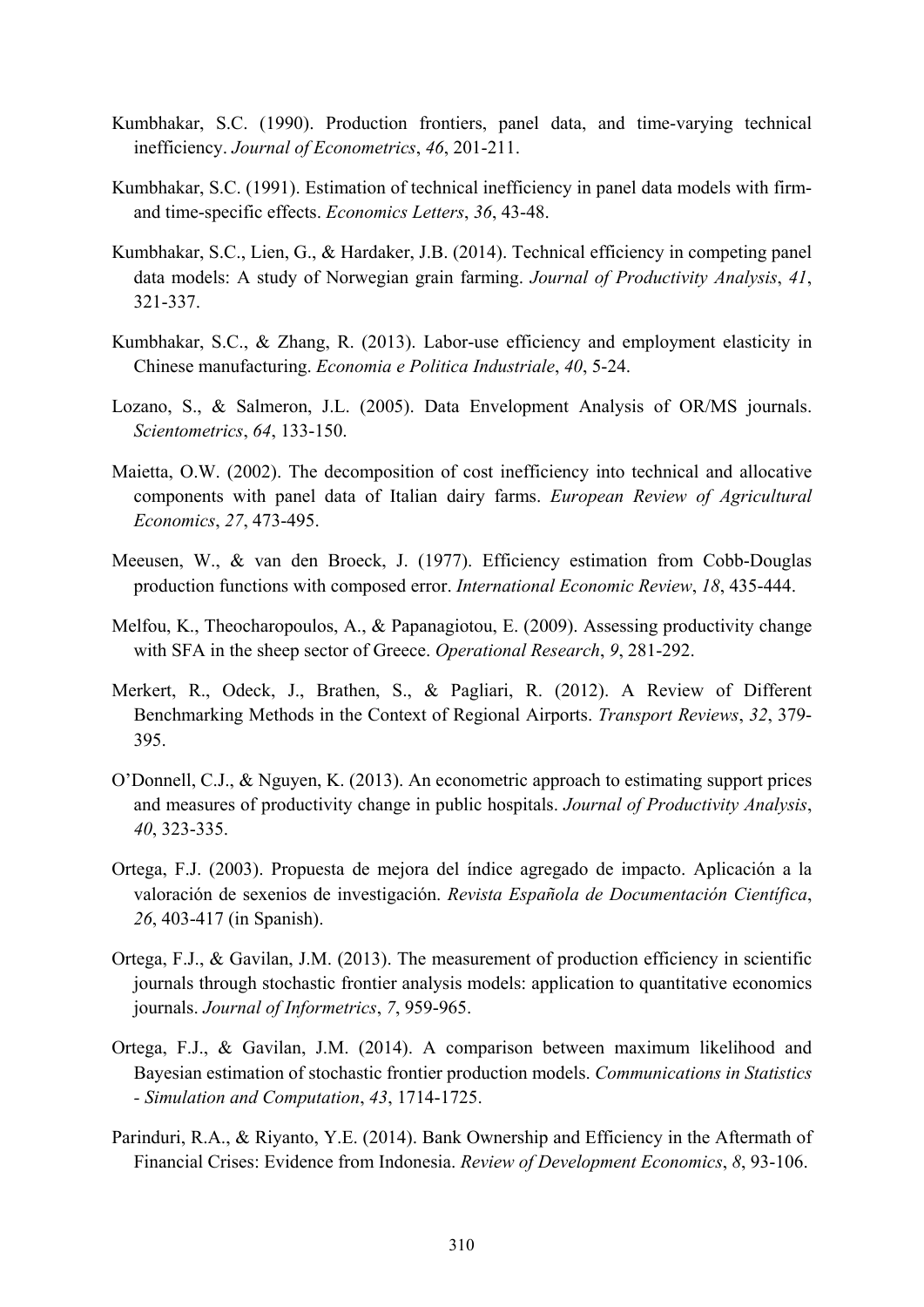Kumbhakar, S.C. (1990). Production frontiers, panel data, and time-varying technical inefficiency. *Journal of Econometrics*, *46*, 201-211.

Kumbhakar, S.C. (1991). Estimation of technical inefficiency in panel data models with firm- and time-specific effects. *Economics Letters*, *36*, 43-48.

Kumbhakar, S.C., Lien, G., & Hardaker, J.B. (2014). Technical efficiency in competing panel data models: A study of Norwegian grain farming. *Journal of Productivity Analysis*, *41*, 321-337.

Kumbhakar, S.C., & Zhang, R. (2013). Labor-use efficiency and employment elasticity in Chinese manufacturing. *Economia e Politica Industriale*, *40*, 5-24.

Lozano, S., & Salmeron, J.L. (2005). Data Envelopment Analysis of OR/MS journals. *Scientometrics*, *64*, 133-150.

Maietta, O.W. (2002). The decomposition of cost inefficiency into technical and allocative components with panel data of Italian dairy farms. *European Review of Agricultural Economics*, *27*, 473-495.

Meeusen, W., & van den Broeck, J. (1977). Efficiency estimation from Cobb-Douglas production functions with composed error. *International Economic Review*, *18*, 435-444.

Melfou, K., Theocharopoulos, A., & Papanagiotou, E. (2009). Assessing productivity change with SFA in the sheep sector of Greece. *Operational Research*, *9*, 281-292.

Merkert, R., Odeck, J., Brathen, S., & Pagliari, R. (2012). A Review of Different Benchmarking Methods in the Context of Regional Airports. *Transport Reviews*, *32*, 379-395.

O'Donnell, C.J., & Nguyen, K. (2013). An econometric approach to estimating support prices and measures of productivity change in public hospitals. *Journal of Productivity Analysis*, *40*, 323-335.

Ortega, F.J. (2003). Propuesta de mejora del índice agregado de impacto. Aplicación a la valoración de sexenios de investigación. *Revista Española de Documentación Científica*, *26*, 403-417 (in Spanish).

Ortega, F.J., & Gavilan, J.M. (2013). The measurement of production efficiency in scientific journals through stochastic frontier analysis models: application to quantitative economics journals. *Journal of Informetrics*, *7*, 959-965.

Ortega, F.J., & Gavilan, J.M. (2014). A comparison between maximum likelihood and Bayesian estimation of stochastic frontier production models. *Communications in Statistics - Simulation and Computation*, *43*, 1714-1725.

Parinduri, R.A., & Riyanto, Y.E. (2014). Bank Ownership and Efficiency in the Aftermath of Financial Crises: Evidence from Indonesia. *Review of Development Economics*, *8*, 93-106.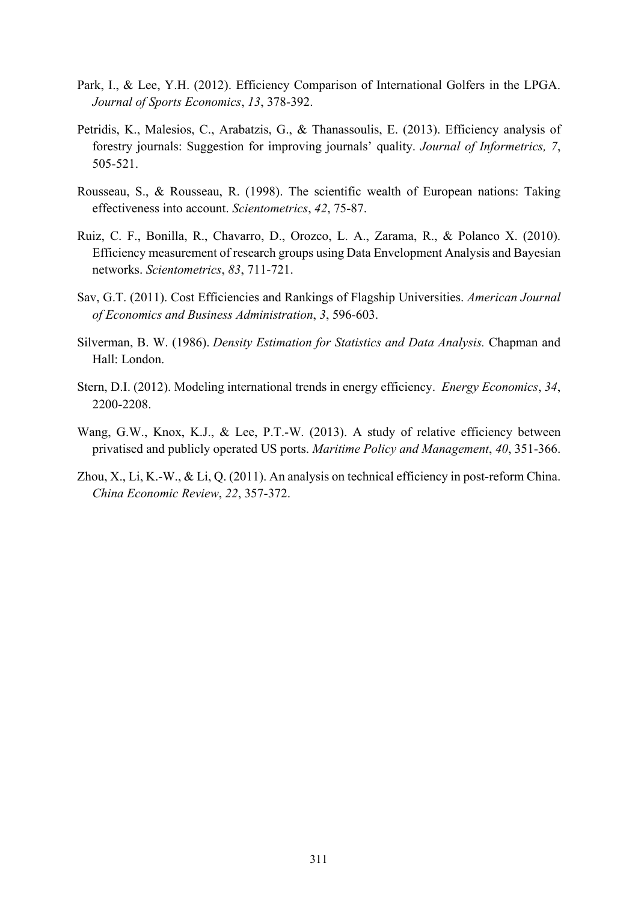Park, I., & Lee, Y.H. (2012). Efficiency Comparison of International Golfers in the LPGA. *Journal of Sports Economics*, *13*, 378-392.

Petridis, K., Malesios, C., Arabatzis, G., & Thanassoulis, E. (2013). Efficiency analysis of forestry journals: Suggestion for improving journals' quality. *Journal of Informetrics, 7*, 505-521.

Rousseau, S., & Rousseau, R. (1998). The scientific wealth of European nations: Taking effectiveness into account. *Scientometrics*, *42*, 75-87.

Ruiz, C. F., Bonilla, R., Chavarro, D., Orozco, L. A., Zarama, R., & Polanco X. (2010). Efficiency measurement of research groups using Data Envelopment Analysis and Bayesian networks. *Scientometrics*, *83*, 711-721.

Sav, G.T. (2011). Cost Efficiencies and Rankings of Flagship Universities. *American Journal of Economics and Business Administration*, *3*, 596-603.

Silverman, B. W. (1986). *Density Estimation for Statistics and Data Analysis.* Chapman and Hall: London.

Stern, D.I. (2012). Modeling international trends in energy efficiency. *Energy Economics*, *34*, 2200-2208.

Wang, G.W., Knox, K.J., & Lee, P.T.-W. (2013). A study of relative efficiency between privatised and publicly operated US ports. *Maritime Policy and Management*, *40*, 351-366.

Zhou, X., Li, K.-W., & Li, Q. (2011). An analysis on technical efficiency in post-reform China. *China Economic Review*, *22*, 357-372.